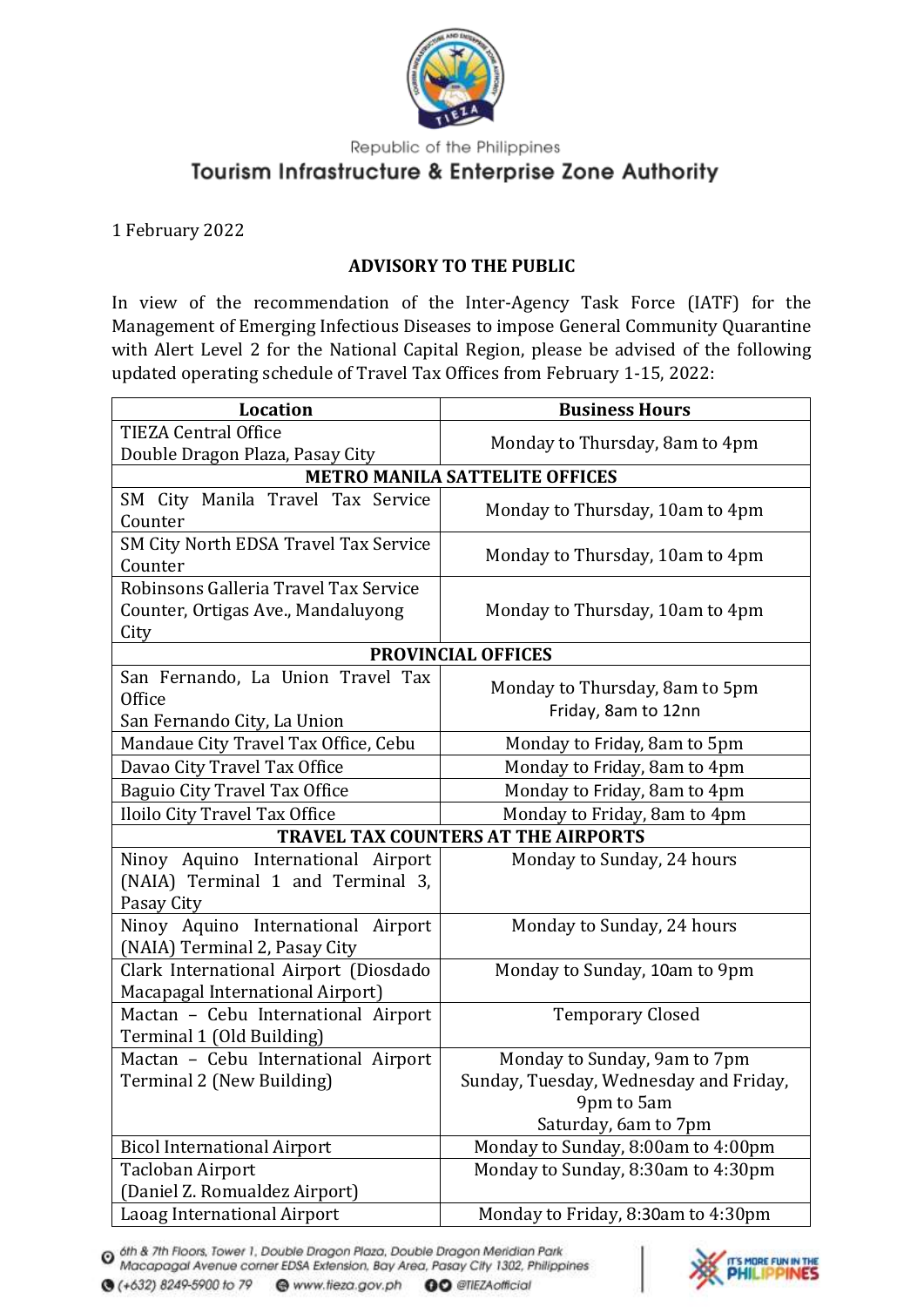Republic of the Philippines

# Tourism Infrastructure & Enterprise Zone Authority

1 February 2022

## ADVISORY TO THE PUBLIC

In view of the recommendation of the Inter-Agency Task Force (IATF) for the Management of Emerging Infectious Diseases to impose General Community Quarantine with Alert Level 2 for the National Capital Region, please be advised of the following updated operating schedule of Travel Tax Offices from February 1-15, 2022:

| Location | Business Hours |
|---|---|
| TIEZA Central Office<br>Double Dragon Plaza, Pasay City | Monday to Thursday, 8am to 4pm |
| **METRO MANILA SATTELITE OFFICES** | |
| SM City Manila Travel Tax Service Counter | Monday to Thursday, 10am to 4pm |
| SM City North EDSA Travel Tax Service Counter | Monday to Thursday, 10am to 4pm |
| Robinsons Galleria Travel Tax Service Counter, Ortigas Ave., Mandaluyong City | Monday to Thursday, 10am to 4pm |
| **PROVINCIAL OFFICES** | |
| San Fernando, La Union Travel Tax Office<br>San Fernando City, La Union | Monday to Thursday, 8am to 5pm<br>Friday, 8am to 12nn |
| Mandaue City Travel Tax Office, Cebu | Monday to Friday, 8am to 5pm |
| Davao City Travel Tax Office | Monday to Friday, 8am to 4pm |
| Baguio City Travel Tax Office | Monday to Friday, 8am to 4pm |
| Iloilo City Travel Tax Office | Monday to Friday, 8am to 4pm |
| **TRAVEL TAX COUNTERS AT THE AIRPORTS** | |
| Ninoy Aquino International Airport (NAIA) Terminal 1 and Terminal 3, Pasay City | Monday to Sunday, 24 hours |
| Ninoy Aquino International Airport (NAIA) Terminal 2, Pasay City | Monday to Sunday, 24 hours |
| Clark International Airport (Diosdado Macapagal International Airport) | Monday to Sunday, 10am to 9pm |
| Mactan – Cebu International Airport Terminal 1 (Old Building) | Temporary Closed |
| Mactan – Cebu International Airport Terminal 2 (New Building) | Monday to Sunday, 9am to 7pm<br>Sunday, Tuesday, Wednesday and Friday, 9pm to 5am<br>Saturday, 6am to 7pm |
| Bicol International Airport | Monday to Sunday, 8:00am to 4:00pm |
| Tacloban Airport<br>(Daniel Z. Romualdez Airport) | Monday to Sunday, 8:30am to 4:30pm |
| Laoag International Airport | Monday to Friday, 8:30am to 4:30pm |

6th & 7th Floors, Tower 1, Double Dragon Plaza, Double Dragon Meridian Park Macapagal Avenue corner EDSA Extension, Bay Area, Pasay City 1302, Philippines
(+632) 8249-5900 to 79 | www.tieza.gov.ph | @TIEZAofficial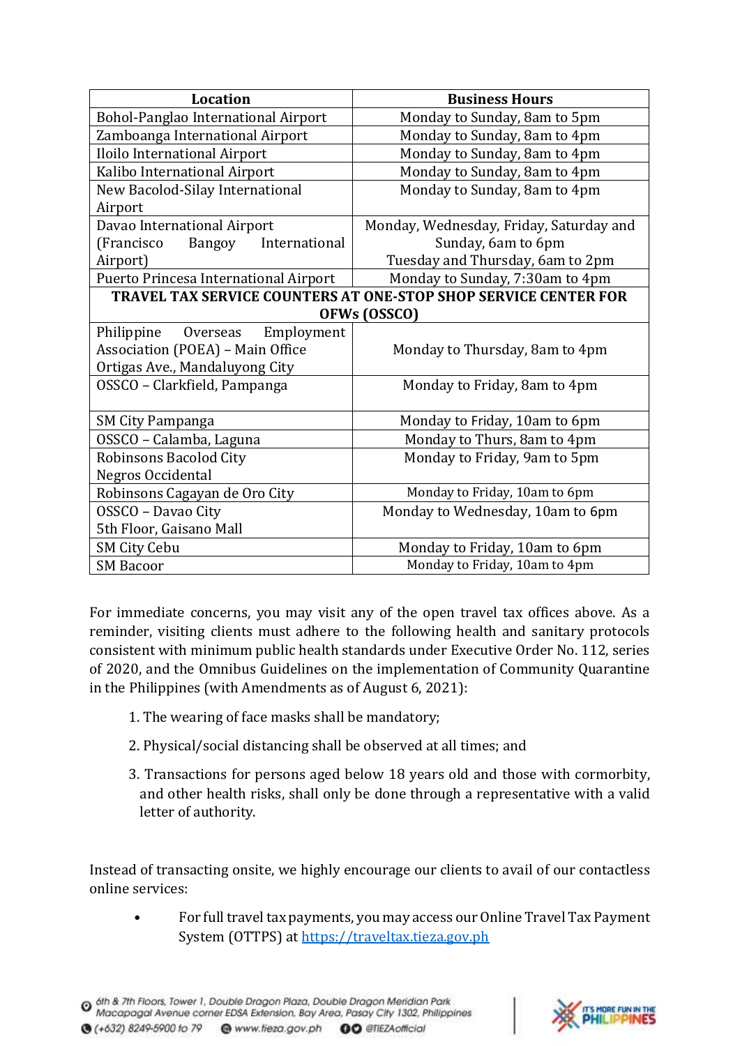| Location | Business Hours |
| --- | --- |
| Bohol-Panglao International Airport | Monday to Sunday, 8am to 5pm |
| Zamboanga International Airport | Monday to Sunday, 8am to 4pm |
| Iloilo International Airport | Monday to Sunday, 8am to 4pm |
| Kalibo International Airport | Monday to Sunday, 8am to 4pm |
| New Bacolod-Silay International Airport | Monday to Sunday, 8am to 4pm |
| Davao International Airport (Francisco Bangoy International Airport) | Monday, Wednesday, Friday, Saturday and Sunday, 6am to 6pm<br>Tuesday and Thursday, 6am to 2pm |
| Puerto Princesa International Airport | Monday to Sunday, 7:30am to 4pm |
| **TRAVEL TAX SERVICE COUNTERS AT ONE-STOP SHOP SERVICE CENTER FOR OFWs (OSSCO)** | |
| Philippine Overseas Employment Association (POEA) – Main Office Ortigas Ave., Mandaluyong City | Monday to Thursday, 8am to 4pm |
| OSSCO – Clarkfield, Pampanga | Monday to Friday, 8am to 4pm |
| SM City Pampanga | Monday to Friday, 10am to 6pm |
| OSSCO – Calamba, Laguna | Monday to Thurs, 8am to 4pm |
| Robinsons Bacolod City Negros Occidental | Monday to Friday, 9am to 5pm |
| Robinsons Cagayan de Oro City | Monday to Friday, 10am to 6pm |
| OSSCO – Davao City 5th Floor, Gaisano Mall | Monday to Wednesday, 10am to 6pm |
| SM City Cebu | Monday to Friday, 10am to 6pm |
| SM Bacoor | Monday to Friday, 10am to 4pm |

For immediate concerns, you may visit any of the open travel tax offices above. As a reminder, visiting clients must adhere to the following health and sanitary protocols consistent with minimum public health standards under Executive Order No. 112, series of 2020, and the Omnibus Guidelines on the implementation of Community Quarantine in the Philippines (with Amendments as of August 6, 2021):

1. The wearing of face masks shall be mandatory;
2. Physical/social distancing shall be observed at all times; and
3. Transactions for persons aged below 18 years old and those with cormorbity, and other health risks, shall only be done through a representative with a valid letter of authority.

Instead of transacting onsite, we highly encourage our clients to avail of our contactless online services:

- For full travel tax payments, you may access our Online Travel Tax Payment System (OTTPS) at https://traveltax.tieza.gov.ph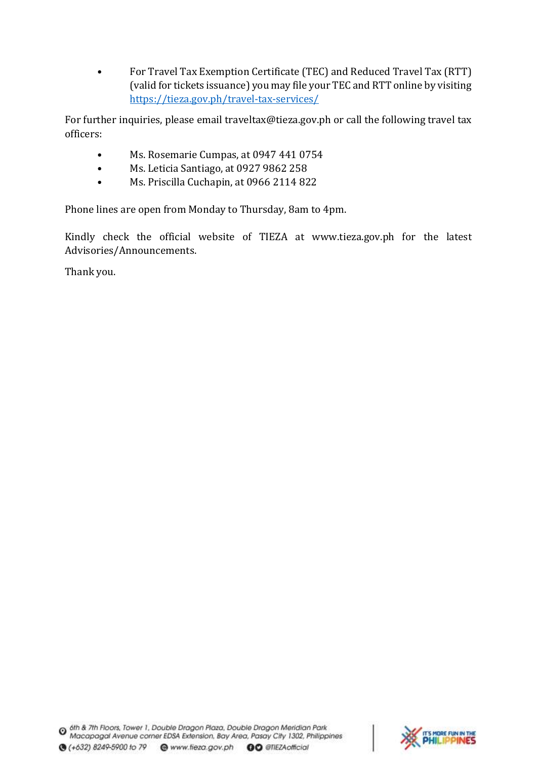- For Travel Tax Exemption Certificate (TEC) and Reduced Travel Tax (RTT) (valid for tickets issuance) you may file your TEC and RTT online by visiting https://tieza.gov.ph/travel-tax-services/

For further inquiries, please email traveltax@tieza.gov.ph or call the following travel tax officers:

- Ms. Rosemarie Cumpas, at 0947 441 0754
- Ms. Leticia Santiago, at 0927 9862 258
- Ms. Priscilla Cuchapin, at 0966 2114 822

Phone lines are open from Monday to Thursday, 8am to 4pm.

Kindly check the official website of TIEZA at www.tieza.gov.ph for the latest Advisories/Announcements.

Thank you.